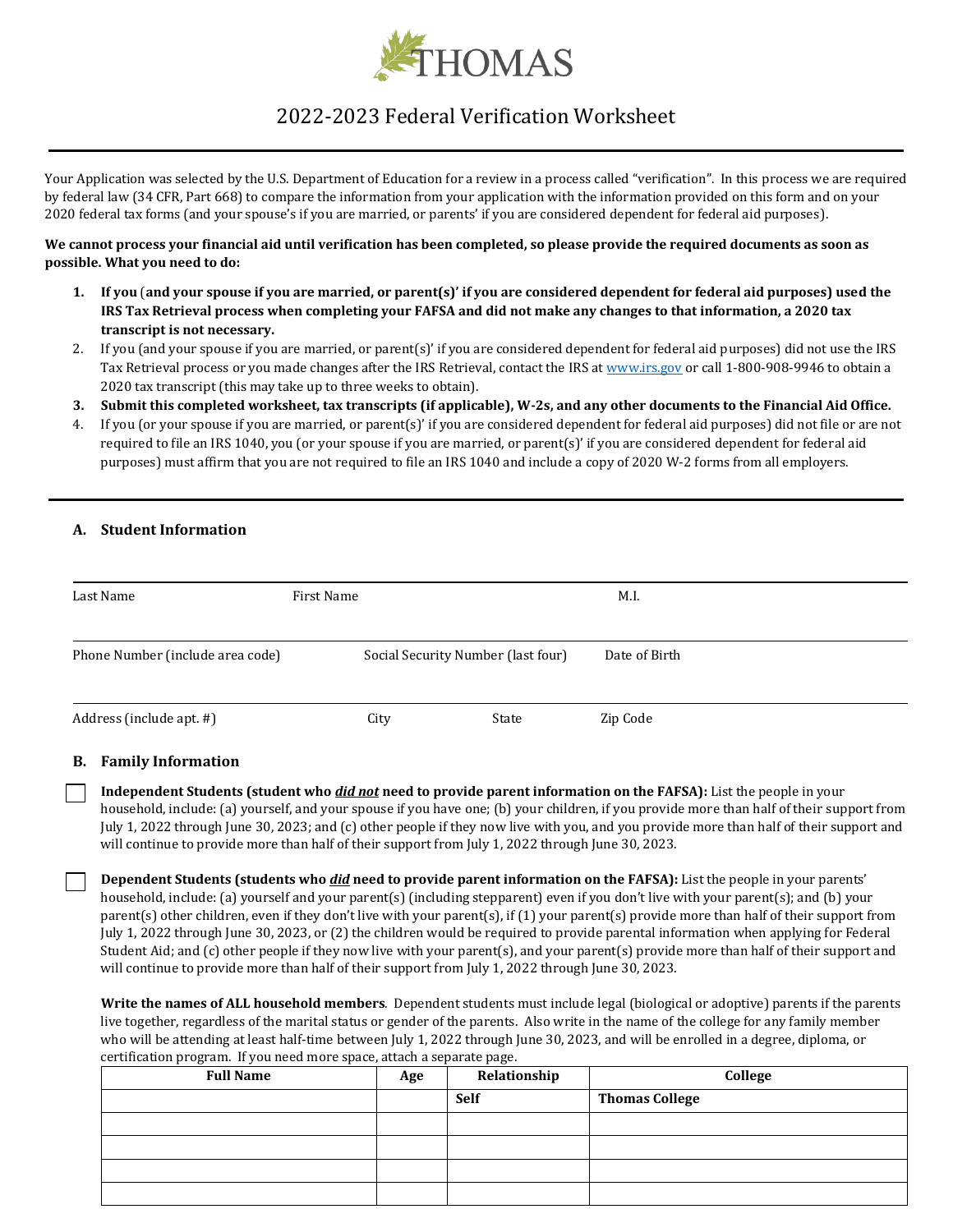THOMAS

# 2022-2023 Federal Verification Worksheet

Your Application was selected by the U.S. Department of Education for a review in a process called "verification". In this process we are required by federal law (34 CFR, Part 668) to compare the information from your application with the information provided on this form and on your 2020 federal tax forms (and your spouse's if you are married, or parents' if you are considered dependent for federal aid purposes).

**We cannot process your financial aid until verification has been completed, so please provide the required documents as soon as possible. What you need to do:**

1. **If you (and your spouse if you are married, or parent(s)' if you are considered dependent for federal aid purposes) used the IRS Tax Retrieval process when completing your FAFSA and did not make any changes to that information, a 2020 tax transcript is not necessary.**
2. If you (and your spouse if you are married, or parent(s)' if you are considered dependent for federal aid purposes) did not use the IRS Tax Retrieval process or you made changes after the IRS Retrieval, contact the IRS at www.irs.gov or call 1-800-908-9946 to obtain a 2020 tax transcript (this may take up to three weeks to obtain).
3. **Submit this completed worksheet, tax transcripts (if applicable), W-2s, and any other documents to the Financial Aid Office.**
4. If you (or your spouse if you are married, or parent(s)' if you are considered dependent for federal aid purposes) did not file or are not required to file an IRS 1040, you (or your spouse if you are married, or parent(s)' if you are considered dependent for federal aid purposes) must affirm that you are not required to file an IRS 1040 and include a copy of 2020 W-2 forms from all employers.

## A. Student Information

Last Name　　First Name　　M.I.

Phone Number (include area code)　　Social Security Number (last four)　　Date of Birth

Address (include apt. #)　　City　　State　　Zip Code

## B. Family Information

☐ **Independent Students (student who *did not* need to provide parent information on the FAFSA):** List the people in your household, include: (a) yourself, and your spouse if you have one; (b) your children, if you provide more than half of their support from July 1, 2022 through June 30, 2023; and (c) other people if they now live with you, and you provide more than half of their support and will continue to provide more than half of their support from July 1, 2022 through June 30, 2023.

☐ **Dependent Students (students who *did* need to provide parent information on the FAFSA):** List the people in your parents' household, include: (a) yourself and your parent(s) (including stepparent) even if you don't live with your parent(s); and (b) your parent(s) other children, even if they don't live with your parent(s), if (1) your parent(s) provide more than half of their support from July 1, 2022 through June 30, 2023, or (2) the children would be required to provide parental information when applying for Federal Student Aid; and (c) other people if they now live with your parent(s), and your parent(s) provide more than half of their support and will continue to provide more than half of their support from July 1, 2022 through June 30, 2023.

**Write the names of ALL household members**. Dependent students must include legal (biological or adoptive) parents if the parents live together, regardless of the marital status or gender of the parents. Also write in the name of the college for any family member who will be attending at least half-time between July 1, 2022 through June 30, 2023, and will be enrolled in a degree, diploma, or certification program. If you need more space, attach a separate page.

| Full Name | Age | Relationship | College |
|---|---|---|---|
| | | **Self** | **Thomas College** |
| | | | |
| | | | |
| | | | |
| | | | |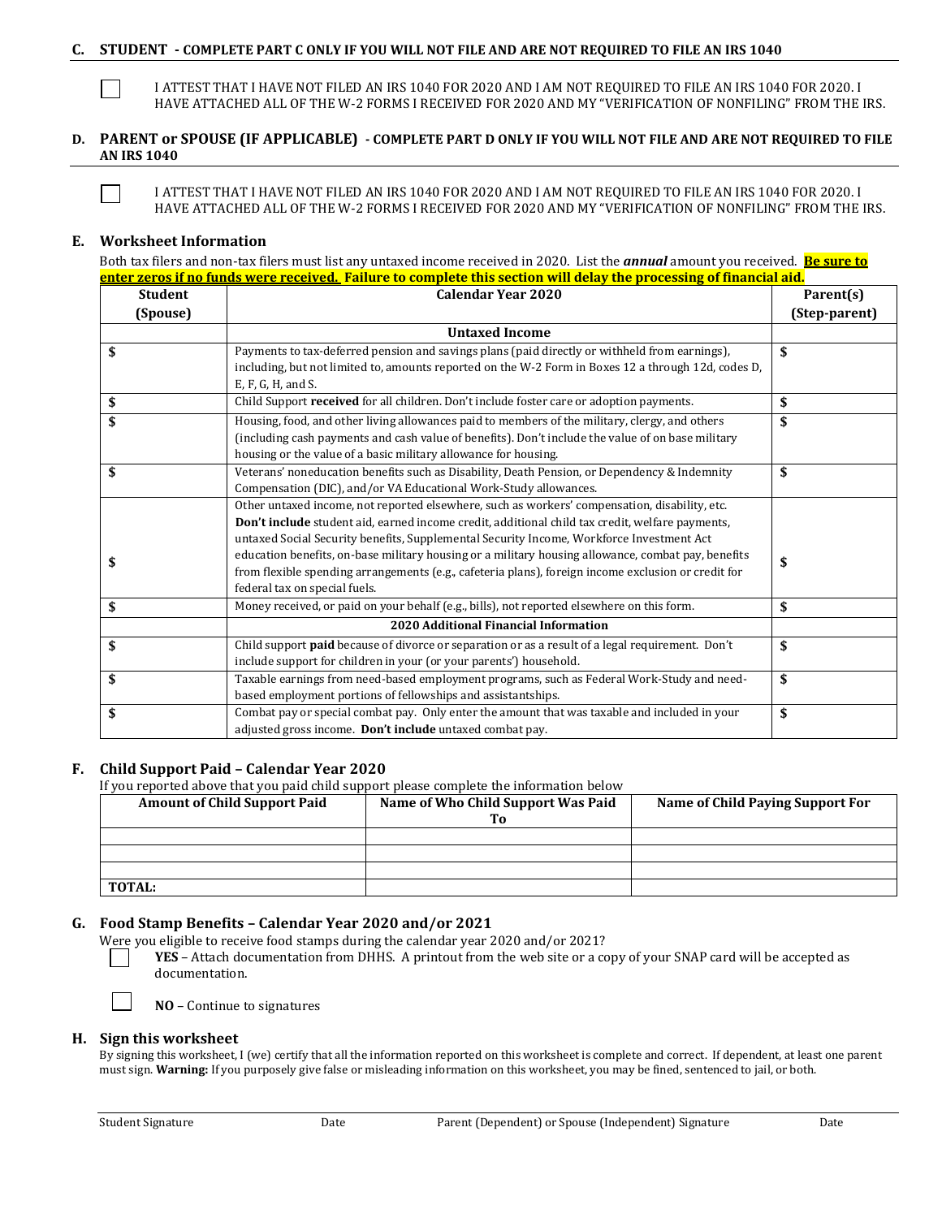## C. STUDENT - COMPLETE PART C ONLY IF YOU WILL NOT FILE AND ARE NOT REQUIRED TO FILE AN IRS 1040

☐ I ATTEST THAT I HAVE NOT FILED AN IRS 1040 FOR 2020 AND I AM NOT REQUIRED TO FILE AN IRS 1040 FOR 2020. I HAVE ATTACHED ALL OF THE W-2 FORMS I RECEIVED FOR 2020 AND MY "VERIFICATION OF NONFILING" FROM THE IRS.

## D. PARENT or SPOUSE (IF APPLICABLE) - COMPLETE PART D ONLY IF YOU WILL NOT FILE AND ARE NOT REQUIRED TO FILE AN IRS 1040

☐ I ATTEST THAT I HAVE NOT FILED AN IRS 1040 FOR 2020 AND I AM NOT REQUIRED TO FILE AN IRS 1040 FOR 2020. I HAVE ATTACHED ALL OF THE W-2 FORMS I RECEIVED FOR 2020 AND MY "VERIFICATION OF NONFILING" FROM THE IRS.

## E. Worksheet Information

Both tax filers and non-tax filers must list any untaxed income received in 2020. List the ***annual*** amount you received. **Be sure to enter zeros if no funds were received. Failure to complete this section will delay the processing of financial aid.**

| Student (Spouse) | Calendar Year 2020 | Parent(s) (Step-parent) |
|---|---|---|
| | **Untaxed Income** | |
| $ | Payments to tax-deferred pension and savings plans (paid directly or withheld from earnings), including, but not limited to, amounts reported on the W-2 Form in Boxes 12 a through 12d, codes D, E, F, G, H, and S. | $ |
| $ | Child Support **received** for all children. Don't include foster care or adoption payments. | $ |
| $ | Housing, food, and other living allowances paid to members of the military, clergy, and others (including cash payments and cash value of benefits). Don't include the value of on base military housing or the value of a basic military allowance for housing. | $ |
| $ | Veterans' noneducation benefits such as Disability, Death Pension, or Dependency & Indemnity Compensation (DIC), and/or VA Educational Work-Study allowances. | $ |
| $ | Other untaxed income, not reported elsewhere, such as workers' compensation, disability, etc. **Don't include** student aid, earned income credit, additional child tax credit, welfare payments, untaxed Social Security benefits, Supplemental Security Income, Workforce Investment Act education benefits, on-base military housing or a military housing allowance, combat pay, benefits from flexible spending arrangements (e.g., cafeteria plans), foreign income exclusion or credit for federal tax on special fuels. | $ |
| $ | Money received, or paid on your behalf (e.g., bills), not reported elsewhere on this form. | $ |
| | **2020 Additional Financial Information** | |
| $ | Child support **paid** because of divorce or separation or as a result of a legal requirement. Don't include support for children in your (or your parents') household. | $ |
| $ | Taxable earnings from need-based employment programs, such as Federal Work-Study and need-based employment portions of fellowships and assistantships. | $ |
| $ | Combat pay or special combat pay. Only enter the amount that was taxable and included in your adjusted gross income. **Don't include** untaxed combat pay. | $ |

## F. Child Support Paid – Calendar Year 2020

If you reported above that you paid child support please complete the information below

| Amount of Child Support Paid | Name of Who Child Support Was Paid To | Name of Child Paying Support For |
|---|---|---|
| | | |
| | | |
| | | |
| **TOTAL:** | | |

## G. Food Stamp Benefits – Calendar Year 2020 and/or 2021

Were you eligible to receive food stamps during the calendar year 2020 and/or 2021?

☐ **YES** – Attach documentation from DHHS. A printout from the web site or a copy of your SNAP card will be accepted as documentation.

☐ **NO** – Continue to signatures

## H. Sign this worksheet

By signing this worksheet, I (we) certify that all the information reported on this worksheet is complete and correct. If dependent, at least one parent must sign. **Warning:** If you purposely give false or misleading information on this worksheet, you may be fined, sentenced to jail, or both.

Student Signature          Date          Parent (Dependent) or Spouse (Independent) Signature          Date